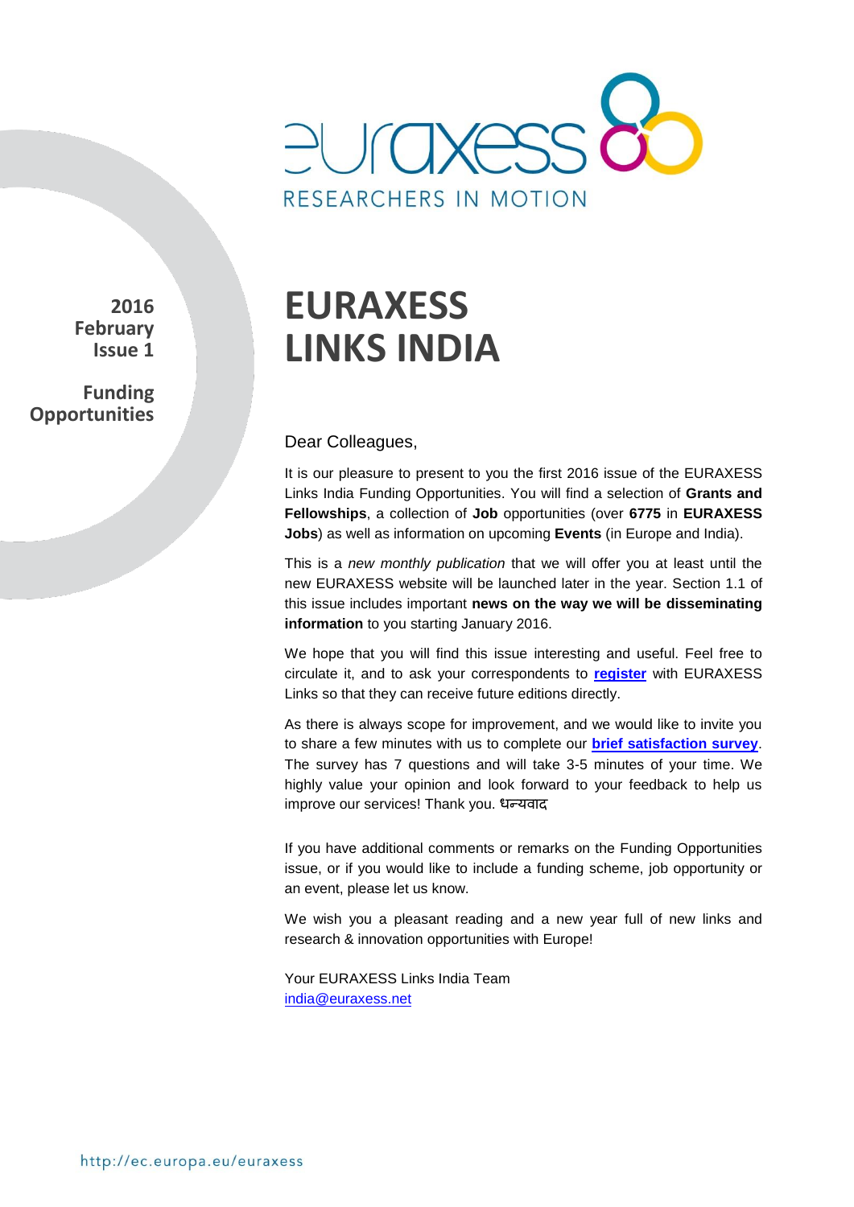euraxess
RESEARCHERS IN MOTION

**2016 February Issue 1**

**Funding Opportunities**

# EURAXESS LINKS INDIA

Dear Colleagues,

It is our pleasure to present to you the first 2016 issue of the EURAXESS Links India Funding Opportunities. You will find a selection of **Grants and Fellowships**, a collection of **Job** opportunities (over **6775** in **EURAXESS Jobs**) as well as information on upcoming **Events** (in Europe and India).

This is a *new monthly publication* that we will offer you at least until the new EURAXESS website will be launched later in the year. Section 1.1 of this issue includes important **news on the way we will be disseminating information** to you starting January 2016.

We hope that you will find this issue interesting and useful. Feel free to circulate it, and to ask your correspondents to **register** with EURAXESS Links so that they can receive future editions directly.

As there is always scope for improvement, and we would like to invite you to share a few minutes with us to complete our **brief satisfaction survey**. The survey has 7 questions and will take 3-5 minutes of your time. We highly value your opinion and look forward to your feedback to help us improve our services! Thank you. धन्यवाद

If you have additional comments or remarks on the Funding Opportunities issue, or if you would like to include a funding scheme, job opportunity or an event, please let us know.

We wish you a pleasant reading and a new year full of new links and research & innovation opportunities with Europe!

Your EURAXESS Links India Team
india@euraxess.net

http://ec.europa.eu/euraxess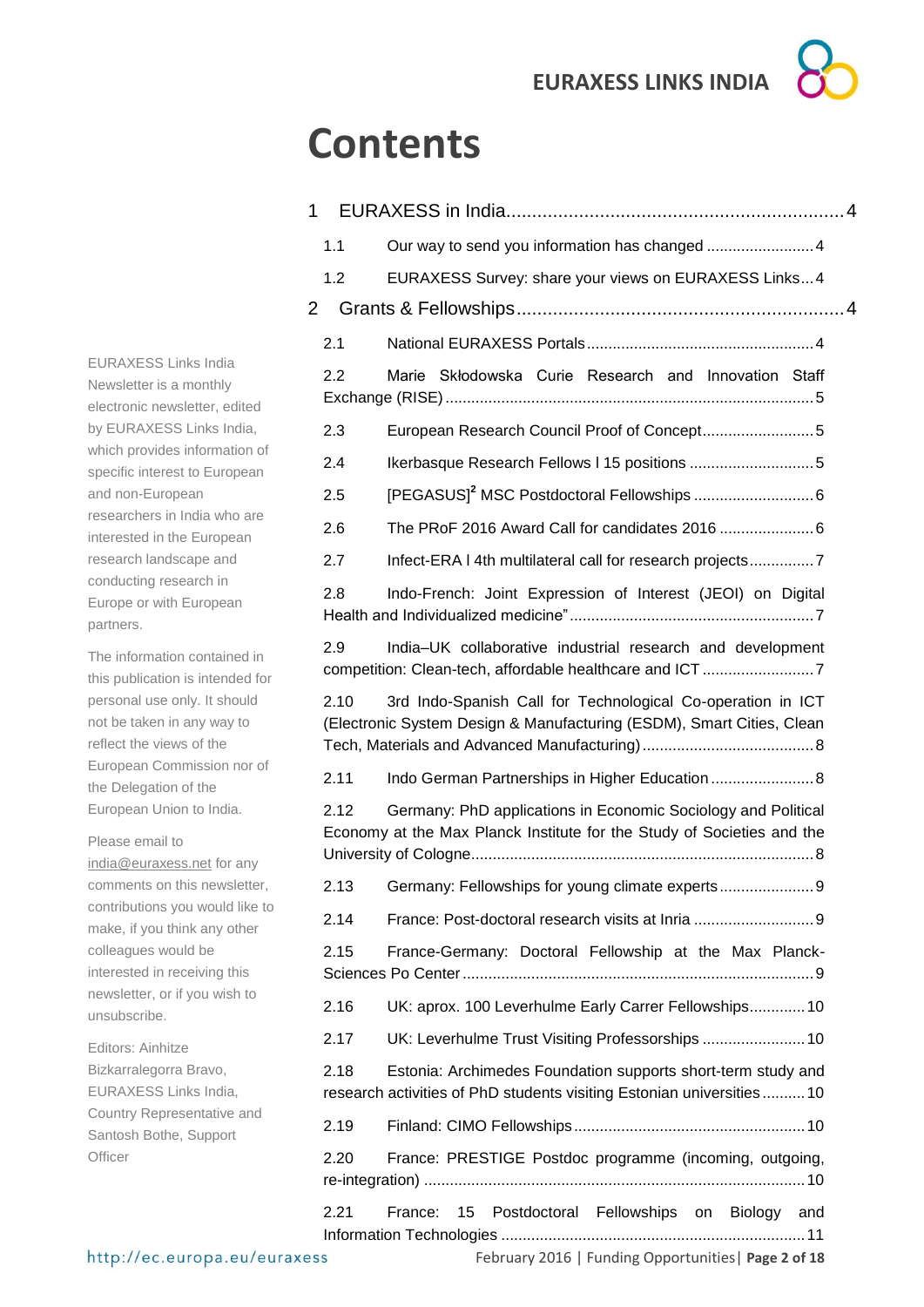# Contents

1 EURAXESS in India ........ 4

- 1.1 Our way to send you information has changed ........ 4
- 1.2 EURAXESS Survey: share your views on EURAXESS Links ... 4

2 Grants & Fellowships ........ 4

- 2.1 National EURAXESS Portals ........ 4
- 2.2 Marie Skłodowska Curie Research and Innovation Staff Exchange (RISE) ........ 5
- 2.3 European Research Council Proof of Concept ........ 5
- 2.4 Ikerbasque Research Fellows I 15 positions ........ 5
- 2.5 [PEGASUS]² MSC Postdoctoral Fellowships ........ 6
- 2.6 The PRoF 2016 Award Call for candidates 2016 ........ 6
- 2.7 Infect-ERA I 4th multilateral call for research projects ........ 7
- 2.8 Indo-French: Joint Expression of Interest (JEOI) on Digital Health and Individualized medicine" ........ 7
- 2.9 India–UK collaborative industrial research and development competition: Clean-tech, affordable healthcare and ICT ........ 7
- 2.10 3rd Indo-Spanish Call for Technological Co-operation in ICT (Electronic System Design & Manufacturing (ESDM), Smart Cities, Clean Tech, Materials and Advanced Manufacturing) ........ 8
- 2.11 Indo German Partnerships in Higher Education ........ 8
- 2.12 Germany: PhD applications in Economic Sociology and Political Economy at the Max Planck Institute for the Study of Societies and the University of Cologne ........ 8
- 2.13 Germany: Fellowships for young climate experts ........ 9
- 2.14 France: Post-doctoral research visits at Inria ........ 9
- 2.15 France-Germany: Doctoral Fellowship at the Max Planck-Sciences Po Center ........ 9
- 2.16 UK: aprox. 100 Leverhulme Early Carrer Fellowships ........ 10
- 2.17 UK: Leverhulme Trust Visiting Professorships ........ 10
- 2.18 Estonia: Archimedes Foundation supports short-term study and research activities of PhD students visiting Estonian universities ........ 10
- 2.19 Finland: CIMO Fellowships ........ 10
- 2.20 France: PRESTIGE Postdoc programme (incoming, outgoing, re-integration) ........ 10
- 2.21 France: 15 Postdoctoral Fellowships on Biology and Information Technologies ........ 11

EURAXESS Links India Newsletter is a monthly electronic newsletter, edited by EURAXESS Links India, which provides information of specific interest to European and non-European researchers in India who are interested in the European research landscape and conducting research in Europe or with European partners.

The information contained in this publication is intended for personal use only. It should not be taken in any way to reflect the views of the European Commission nor of the Delegation of the European Union to India.

Please email to india@euraxess.net for any comments on this newsletter, contributions you would like to make, if you think any other colleagues would be interested in receiving this newsletter, or if you wish to unsubscribe.

Editors: Ainhitze Bizkarralegorra Bravo, EURAXESS Links India, Country Representative and Santosh Bothe, Support Officer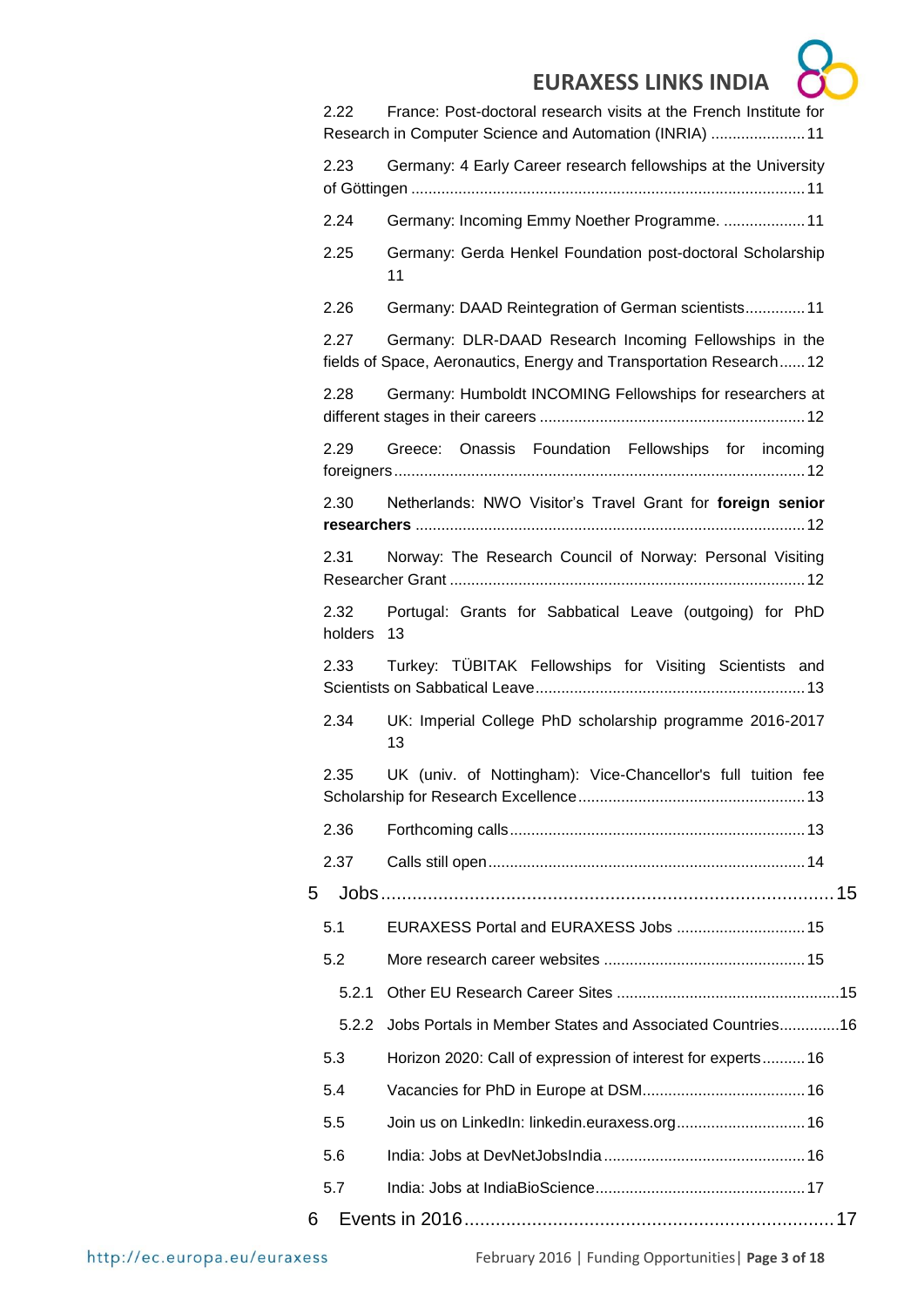2.22 France: Post-doctoral research visits at the French Institute for Research in Computer Science and Automation (INRIA) ...................... 11

2.23 Germany: 4 Early Career research fellowships at the University of Göttingen ........................................................................................... 11

2.24 Germany: Incoming Emmy Noether Programme. ................... 11

2.25 Germany: Gerda Henkel Foundation post-doctoral Scholarship 11

2.26 Germany: DAAD Reintegration of German scientists.............. 11

2.27 Germany: DLR-DAAD Research Incoming Fellowships in the fields of Space, Aeronautics, Energy and Transportation Research...... 12

2.28 Germany: Humboldt INCOMING Fellowships for researchers at different stages in their careers ............................................................. 12

2.29 Greece: Onassis Foundation Fellowships for incoming foreigners............................................................................................... 12

2.30 Netherlands: NWO Visitor's Travel Grant for **foreign senior researchers** .......................................................................................... 12

2.31 Norway: The Research Council of Norway: Personal Visiting Researcher Grant .................................................................................. 12

2.32 Portugal: Grants for Sabbatical Leave (outgoing) for PhD holders 13

2.33 Turkey: TÜBITAK Fellowships for Visiting Scientists and Scientists on Sabbatical Leave.............................................................. 13

2.34 UK: Imperial College PhD scholarship programme 2016-2017 13

2.35 UK (univ. of Nottingham): Vice-Chancellor's full tuition fee Scholarship for Research Excellence..................................................... 13

2.36 Forthcoming calls.................................................................... 13

2.37 Calls still open......................................................................... 14

5 Jobs ........................................................................................ 15

5.1 EURAXESS Portal and EURAXESS Jobs .............................. 15

5.2 More research career websites ............................................... 15

5.2.1 Other EU Research Career Sites .................................................... 15

5.2.2 Jobs Portals in Member States and Associated Countries.............. 16

5.3 Horizon 2020: Call of expression of interest for experts.......... 16

5.4 Vacancies for PhD in Europe at DSM...................................... 16

5.5 Join us on LinkedIn: linkedin.euraxess.org............................. 16

5.6 India: Jobs at DevNetJobsIndia............................................... 16

5.7 India: Jobs at IndiaBioScience................................................. 17

6 Events in 2016 ......................................................................... 17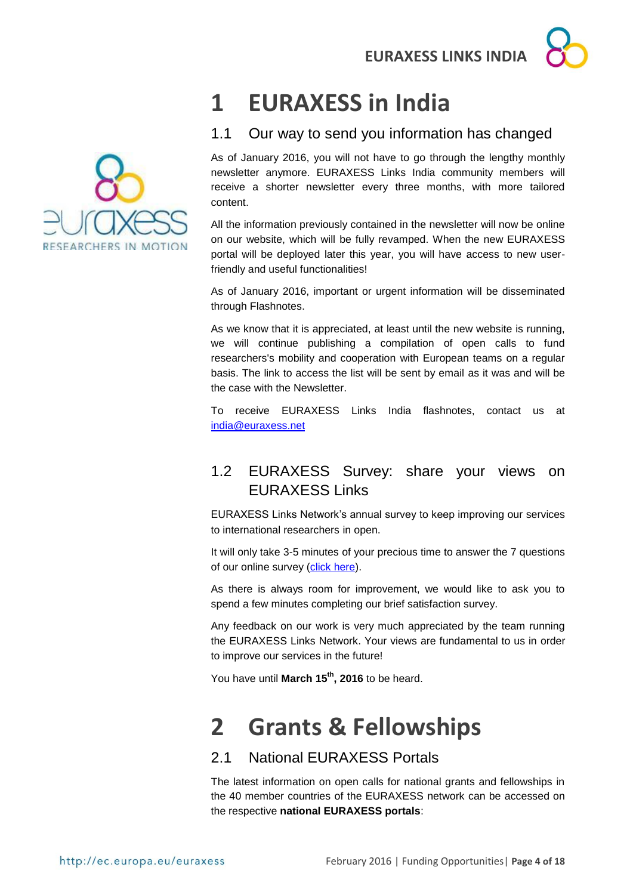# 1 EURAXESS in India

## 1.1 Our way to send you information has changed

As of January 2016, you will not have to go through the lengthy monthly newsletter anymore. EURAXESS Links India community members will receive a shorter newsletter every three months, with more tailored content.

All the information previously contained in the newsletter will now be online on our website, which will be fully revamped. When the new EURAXESS portal will be deployed later this year, you will have access to new user-friendly and useful functionalities!

As of January 2016, important or urgent information will be disseminated through Flashnotes.

As we know that it is appreciated, at least until the new website is running, we will continue publishing a compilation of open calls to fund researchers's mobility and cooperation with European teams on a regular basis. The link to access the list will be sent by email as it was and will be the case with the Newsletter.

To receive EURAXESS Links India flashnotes, contact us at india@euraxess.net

## 1.2 EURAXESS Survey: share your views on EURAXESS Links

EURAXESS Links Network's annual survey to keep improving our services to international researchers in open.

It will only take 3-5 minutes of your precious time to answer the 7 questions of our online survey (click here).

As there is always room for improvement, we would like to ask you to spend a few minutes completing our brief satisfaction survey.

Any feedback on our work is very much appreciated by the team running the EURAXESS Links Network. Your views are fundamental to us in order to improve our services in the future!

You have until **March 15th, 2016** to be heard.

# 2 Grants & Fellowships

## 2.1 National EURAXESS Portals

The latest information on open calls for national grants and fellowships in the 40 member countries of the EURAXESS network can be accessed on the respective **national EURAXESS portals**: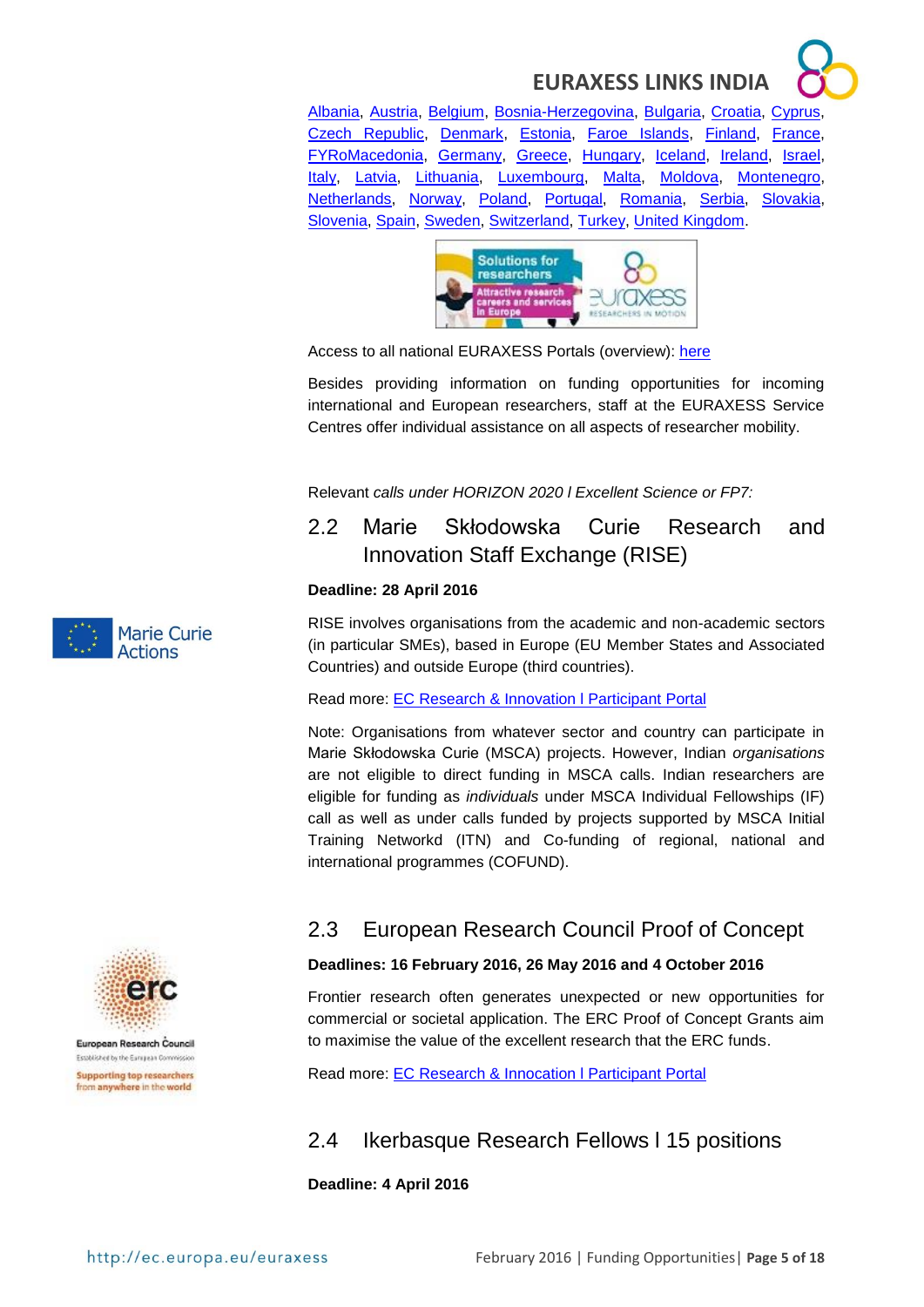[Albania](), [Austria](), [Belgium](), [Bosnia-Herzegovina](), [Bulgaria](), [Croatia](), [Cyprus](), [Czech Republic](), [Denmark](), [Estonia](), [Faroe Islands](), [Finland](), [France](), [FYRoMacedonia](), [Germany](), [Greece](), [Hungary](), [Iceland](), [Ireland](), [Israel](), [Italy](), [Latvia](), [Lithuania](), [Luxembourg](), [Malta](), [Moldova](), [Montenegro](), [Netherlands](), [Norway](), [Poland](), [Portugal](), [Romania](), [Serbia](), [Slovakia](), [Slovenia](), [Spain](), [Sweden](), [Switzerland](), [Turkey](), [United Kingdom]().

Access to all national EURAXESS Portals (overview): [here]()

Besides providing information on funding opportunities for incoming international and European researchers, staff at the EURAXESS Service Centres offer individual assistance on all aspects of researcher mobility.

Relevant *calls under HORIZON 2020 l Excellent Science or FP7:*

## 2.2 Marie Skłodowska Curie Research and Innovation Staff Exchange (RISE)

**Deadline: 28 April 2016**

RISE involves organisations from the academic and non-academic sectors (in particular SMEs), based in Europe (EU Member States and Associated Countries) and outside Europe (third countries).

Read more: [EC Research & Innovation l Participant Portal]()

Note: Organisations from whatever sector and country can participate in Marie Skłodowska Curie (MSCA) projects. However, Indian *organisations* are not eligible to direct funding in MSCA calls. Indian researchers are eligible for funding as *individuals* under MSCA Individual Fellowships (IF) call as well as under calls funded by projects supported by MSCA Initial Training Networkd (ITN) and Co-funding of regional, national and international programmes (COFUND).

## 2.3 European Research Council Proof of Concept

**Deadlines: 16 February 2016, 26 May 2016 and 4 October 2016**

Frontier research often generates unexpected or new opportunities for commercial or societal application. The ERC Proof of Concept Grants aim to maximise the value of the excellent research that the ERC funds.

Read more: [EC Research & Innocation l Participant Portal]()

## 2.4 Ikerbasque Research Fellows l 15 positions

**Deadline: 4 April 2016**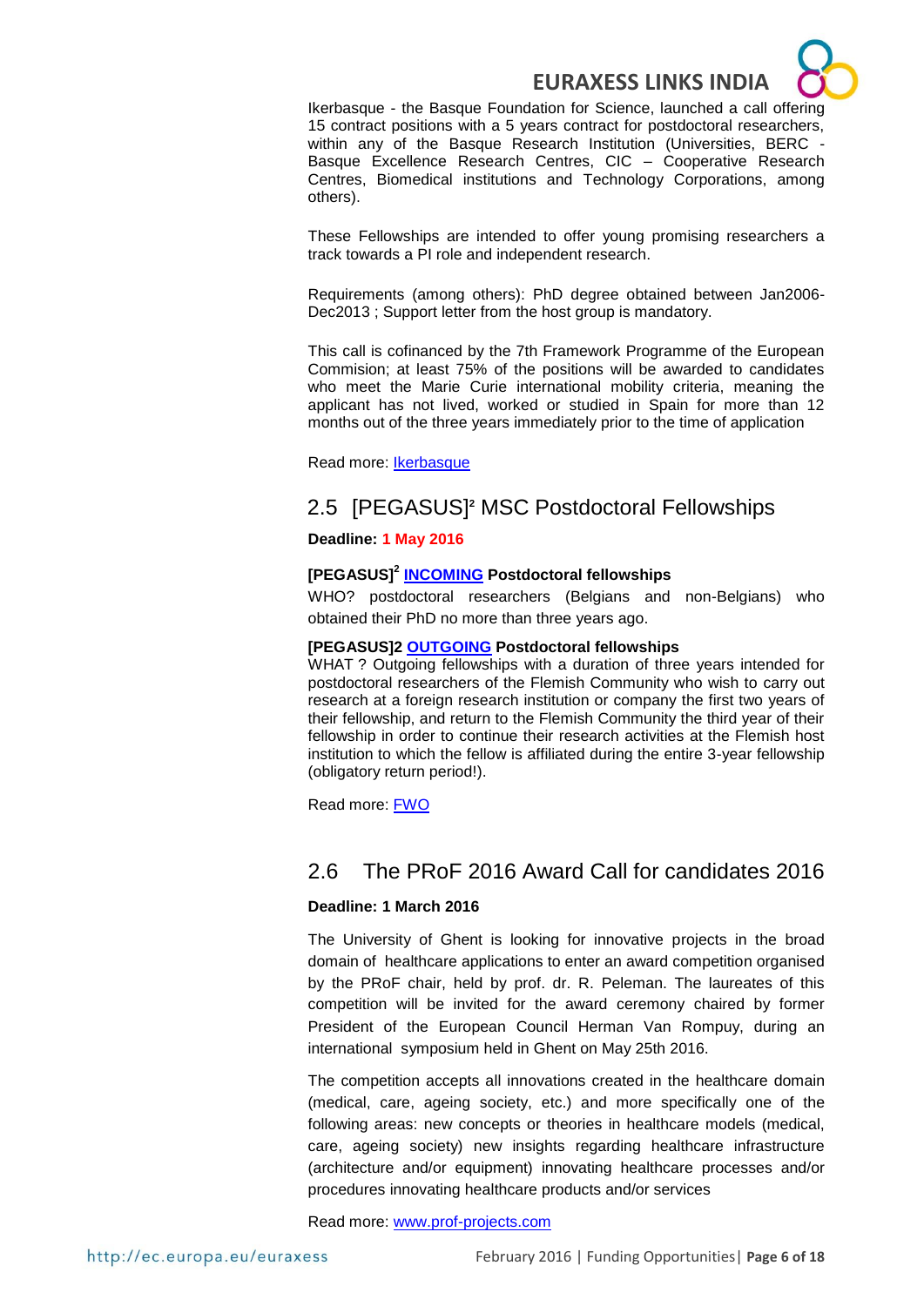Ikerbasque - the Basque Foundation for Science, launched a call offering 15 contract positions with a 5 years contract for postdoctoral researchers, within any of the Basque Research Institution (Universities, BERC - Basque Excellence Research Centres, CIC – Cooperative Research Centres, Biomedical institutions and Technology Corporations, among others).

These Fellowships are intended to offer young promising researchers a track towards a PI role and independent research.

Requirements (among others): PhD degree obtained between Jan2006-Dec2013 ; Support letter from the host group is mandatory.

This call is cofinanced by the 7th Framework Programme of the European Commision; at least 75% of the positions will be awarded to candidates who meet the Marie Curie international mobility criteria, meaning the applicant has not lived, worked or studied in Spain for more than 12 months out of the three years immediately prior to the time of application

Read more: Ikerbasque

## 2.5 [PEGASUS]² MSC Postdoctoral Fellowships

**Deadline: 1 May 2016**

**[PEGASUS]² INCOMING Postdoctoral fellowships**

WHO? postdoctoral researchers (Belgians and non-Belgians) who obtained their PhD no more than three years ago.

**[PEGASUS]2 OUTGOING Postdoctoral fellowships**

WHAT ? Outgoing fellowships with a duration of three years intended for postdoctoral researchers of the Flemish Community who wish to carry out research at a foreign research institution or company the first two years of their fellowship, and return to the Flemish Community the third year of their fellowship in order to continue their research activities at the Flemish host institution to which the fellow is affiliated during the entire 3-year fellowship (obligatory return period!).

Read more: FWO

## 2.6 The PRoF 2016 Award Call for candidates 2016

**Deadline: 1 March 2016**

The University of Ghent is looking for innovative projects in the broad domain of healthcare applications to enter an award competition organised by the PRoF chair, held by prof. dr. R. Peleman. The laureates of this competition will be invited for the award ceremony chaired by former President of the European Council Herman Van Rompuy, during an international symposium held in Ghent on May 25th 2016.

The competition accepts all innovations created in the healthcare domain (medical, care, ageing society, etc.) and more specifically one of the following areas: new concepts or theories in healthcare models (medical, care, ageing society) new insights regarding healthcare infrastructure (architecture and/or equipment) innovating healthcare processes and/or procedures innovating healthcare products and/or services

Read more: www.prof-projects.com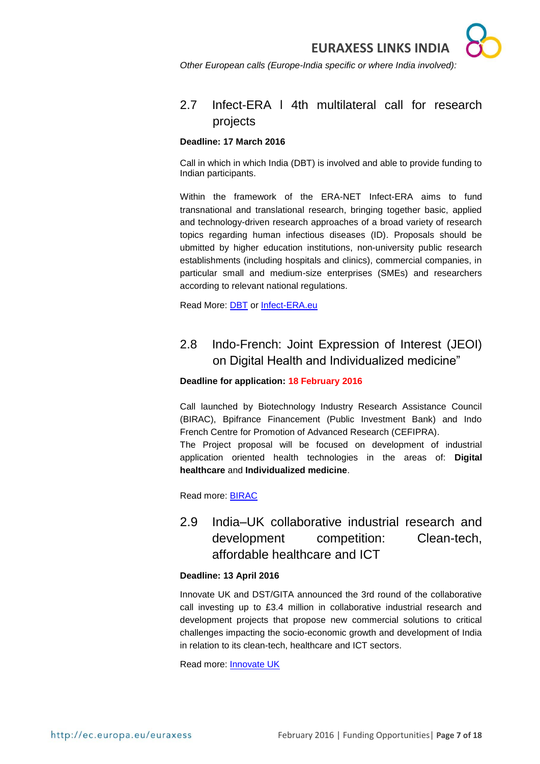*Other European calls (Europe-India specific or where India involved):*

## 2.7 Infect-ERA I 4th multilateral call for research projects

**Deadline: 17 March 2016**

Call in which in which India (DBT) is involved and able to provide funding to Indian participants.

Within the framework of the ERA-NET Infect-ERA aims to fund transnational and translational research, bringing together basic, applied and technology-driven research approaches of a broad variety of research topics regarding human infectious diseases (ID). Proposals should be ubmitted by higher education institutions, non-university public research establishments (including hospitals and clinics), commercial companies, in particular small and medium-size enterprises (SMEs) and researchers according to relevant national regulations.

Read More: DBT or Infect-ERA.eu

## 2.8 Indo-French: Joint Expression of Interest (JEOI) on Digital Health and Individualized medicine"

**Deadline for application: 18 February 2016**

Call launched by Biotechnology Industry Research Assistance Council (BIRAC), Bpifrance Financement (Public Investment Bank) and Indo French Centre for Promotion of Advanced Research (CEFIPRA).
The Project proposal will be focused on development of industrial application oriented health technologies in the areas of: **Digital healthcare** and **Individualized medicine**.

Read more: BIRAC

## 2.9 India–UK collaborative industrial research and development competition: Clean-tech, affordable healthcare and ICT

**Deadline: 13 April 2016**

Innovate UK and DST/GITA announced the 3rd round of the collaborative call investing up to £3.4 million in collaborative industrial research and development projects that propose new commercial solutions to critical challenges impacting the socio-economic growth and development of India in relation to its clean-tech, healthcare and ICT sectors.

Read more: Innovate UK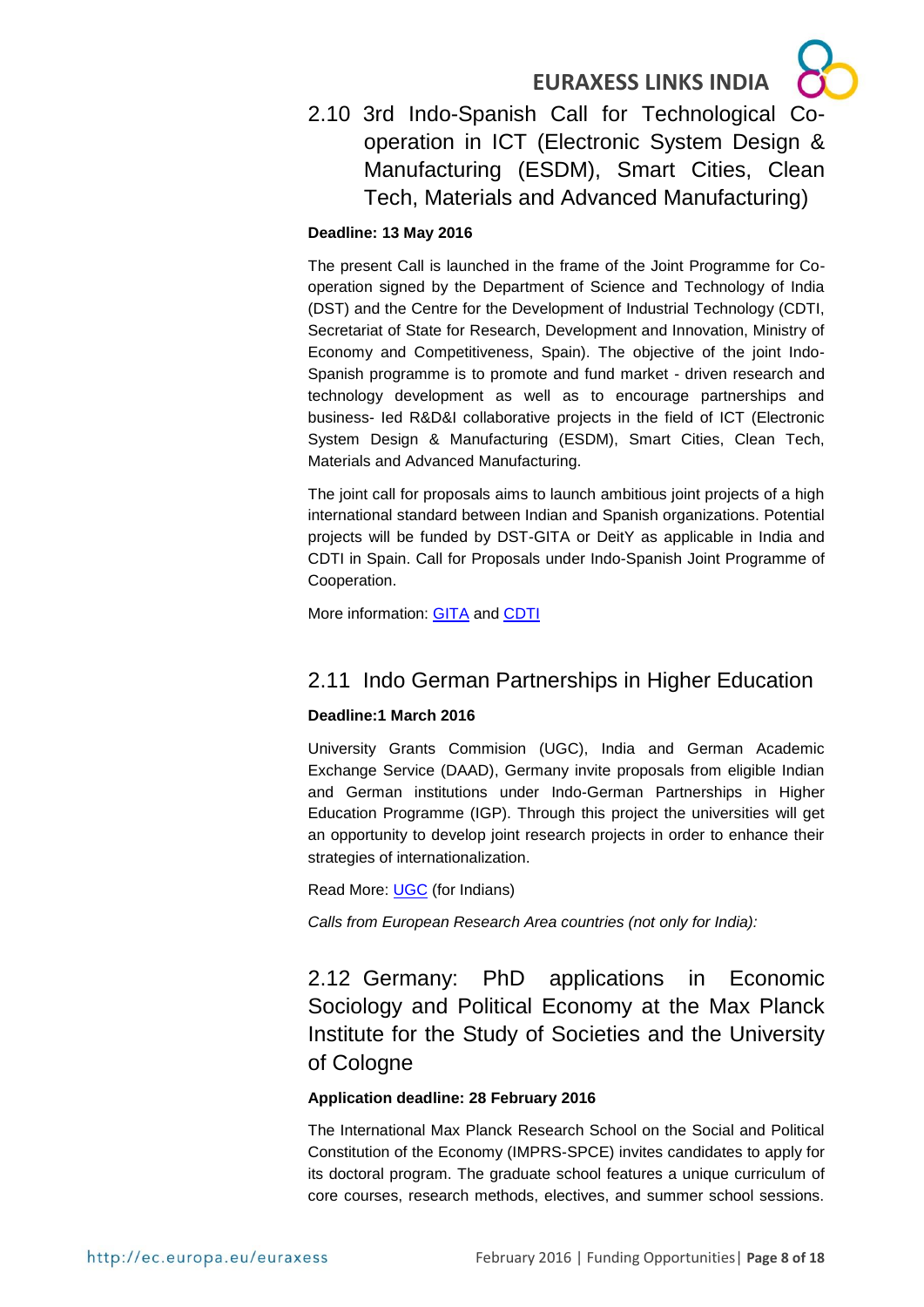## 2.10 3rd Indo-Spanish Call for Technological Co-operation in ICT (Electronic System Design & Manufacturing (ESDM), Smart Cities, Clean Tech, Materials and Advanced Manufacturing)

**Deadline: 13 May 2016**

The present Call is launched in the frame of the Joint Programme for Co-operation signed by the Department of Science and Technology of India (DST) and the Centre for the Development of Industrial Technology (CDTI, Secretariat of State for Research, Development and Innovation, Ministry of Economy and Competitiveness, Spain). The objective of the joint Indo-Spanish programme is to promote and fund market - driven research and technology development as well as to encourage partnerships and business- led R&D&I collaborative projects in the field of ICT (Electronic System Design & Manufacturing (ESDM), Smart Cities, Clean Tech, Materials and Advanced Manufacturing.

The joint call for proposals aims to launch ambitious joint projects of a high international standard between Indian and Spanish organizations. Potential projects will be funded by DST-GITA or DeitY as applicable in India and CDTI in Spain. Call for Proposals under Indo-Spanish Joint Programme of Cooperation.

More information: GITA and CDTI

## 2.11 Indo German Partnerships in Higher Education

**Deadline:1 March 2016**

University Grants Commision (UGC), India and German Academic Exchange Service (DAAD), Germany invite proposals from eligible Indian and German institutions under Indo-German Partnerships in Higher Education Programme (IGP). Through this project the universities will get an opportunity to develop joint research projects in order to enhance their strategies of internationalization.

Read More: UGC (for Indians)

*Calls from European Research Area countries (not only for India):*

## 2.12 Germany: PhD applications in Economic Sociology and Political Economy at the Max Planck Institute for the Study of Societies and the University of Cologne

**Application deadline: 28 February 2016**

The International Max Planck Research School on the Social and Political Constitution of the Economy (IMPRS-SPCE) invites candidates to apply for its doctoral program. The graduate school features a unique curriculum of core courses, research methods, electives, and summer school sessions.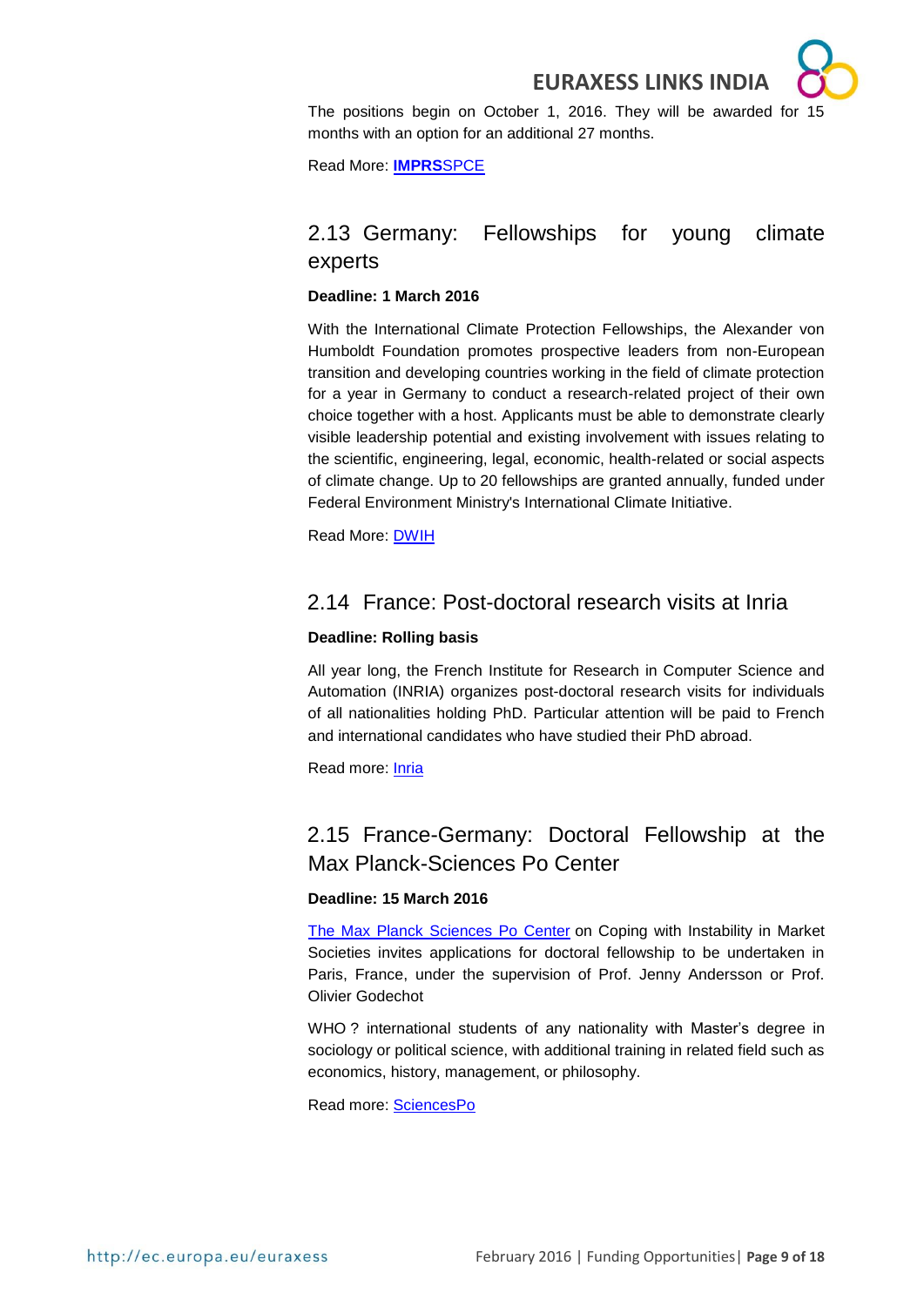The positions begin on October 1, 2016. They will be awarded for 15 months with an option for an additional 27 months.

Read More: **IMPRS**SPCE

## 2.13 Germany: Fellowships for young climate experts

**Deadline: 1 March 2016**

With the International Climate Protection Fellowships, the Alexander von Humboldt Foundation promotes prospective leaders from non-European transition and developing countries working in the field of climate protection for a year in Germany to conduct a research-related project of their own choice together with a host. Applicants must be able to demonstrate clearly visible leadership potential and existing involvement with issues relating to the scientific, engineering, legal, economic, health-related or social aspects of climate change. Up to 20 fellowships are granted annually, funded under Federal Environment Ministry's International Climate Initiative.

Read More: DWIH

## 2.14 France: Post-doctoral research visits at Inria

**Deadline: Rolling basis**

All year long, the French Institute for Research in Computer Science and Automation (INRIA) organizes post-doctoral research visits for individuals of all nationalities holding PhD. Particular attention will be paid to French and international candidates who have studied their PhD abroad.

Read more: Inria

## 2.15 France-Germany: Doctoral Fellowship at the Max Planck-Sciences Po Center

**Deadline: 15 March 2016**

The Max Planck Sciences Po Center on Coping with Instability in Market Societies invites applications for doctoral fellowship to be undertaken in Paris, France, under the supervision of Prof. Jenny Andersson or Prof. Olivier Godechot

WHO ? international students of any nationality with Master's degree in sociology or political science, with additional training in related field such as economics, history, management, or philosophy.

Read more: SciencesPo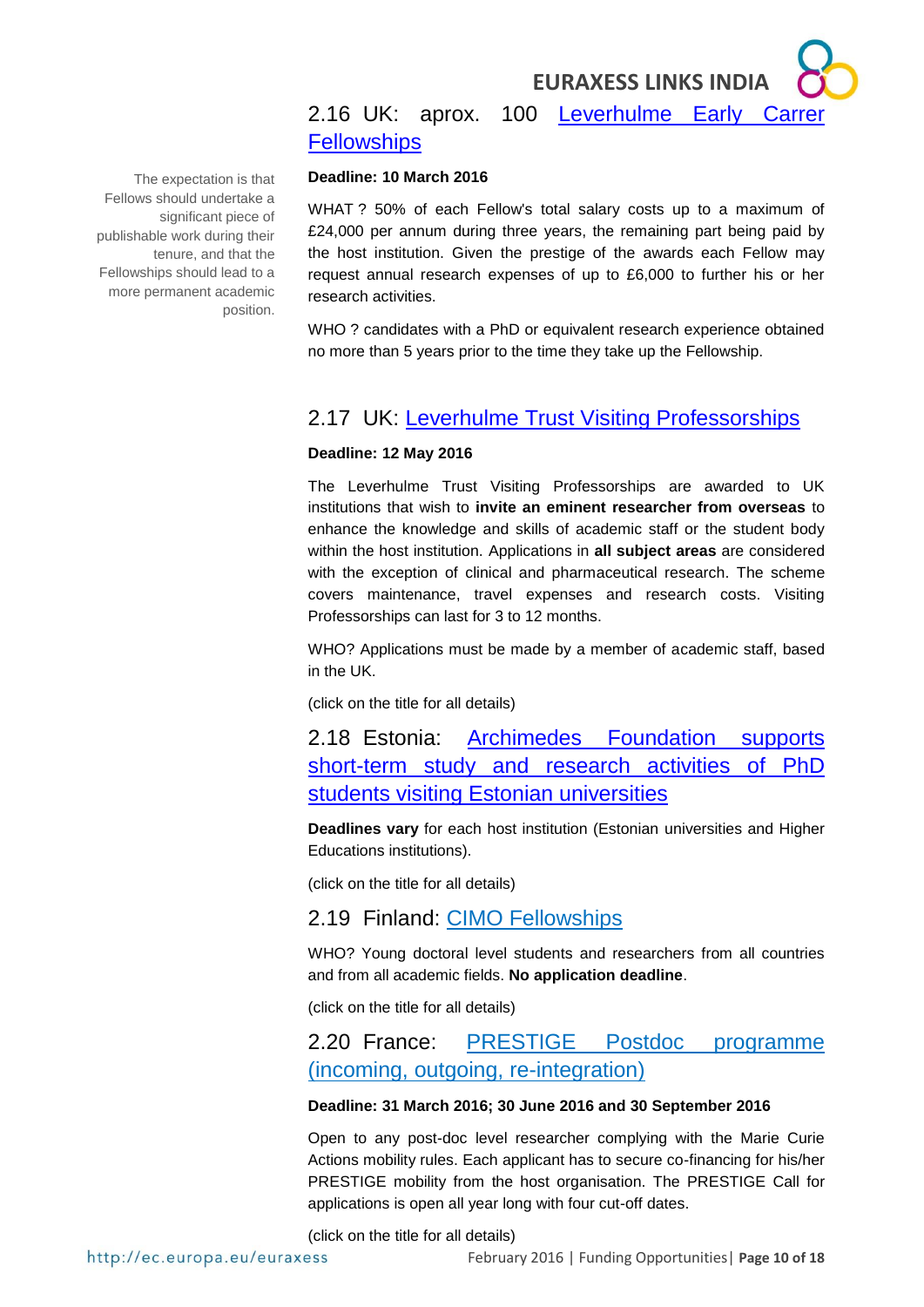## 2.16 UK: aprox. 100 Leverhulme Early Carrer Fellowships

The expectation is that Fellows should undertake a significant piece of publishable work during their tenure, and that the Fellowships should lead to a more permanent academic position.

**Deadline: 10 March 2016**

WHAT ? 50% of each Fellow's total salary costs up to a maximum of £24,000 per annum during three years, the remaining part being paid by the host institution. Given the prestige of the awards each Fellow may request annual research expenses of up to £6,000 to further his or her research activities.

WHO ? candidates with a PhD or equivalent research experience obtained no more than 5 years prior to the time they take up the Fellowship.

## 2.17 UK: Leverhulme Trust Visiting Professorships

**Deadline: 12 May 2016**

The Leverhulme Trust Visiting Professorships are awarded to UK institutions that wish to **invite an eminent researcher from overseas** to enhance the knowledge and skills of academic staff or the student body within the host institution. Applications in **all subject areas** are considered with the exception of clinical and pharmaceutical research. The scheme covers maintenance, travel expenses and research costs. Visiting Professorships can last for 3 to 12 months.

WHO? Applications must be made by a member of academic staff, based in the UK.

(click on the title for all details)

## 2.18 Estonia: Archimedes Foundation supports short-term study and research activities of PhD students visiting Estonian universities

**Deadlines vary** for each host institution (Estonian universities and Higher Educations institutions).

(click on the title for all details)

## 2.19 Finland: CIMO Fellowships

WHO? Young doctoral level students and researchers from all countries and from all academic fields. **No application deadline**.

(click on the title for all details)

## 2.20 France: PRESTIGE Postdoc programme (incoming, outgoing, re-integration)

**Deadline: 31 March 2016; 30 June 2016 and 30 September 2016**

Open to any post-doc level researcher complying with the Marie Curie Actions mobility rules. Each applicant has to secure co-financing for his/her PRESTIGE mobility from the host organisation. The PRESTIGE Call for applications is open all year long with four cut-off dates.

(click on the title for all details)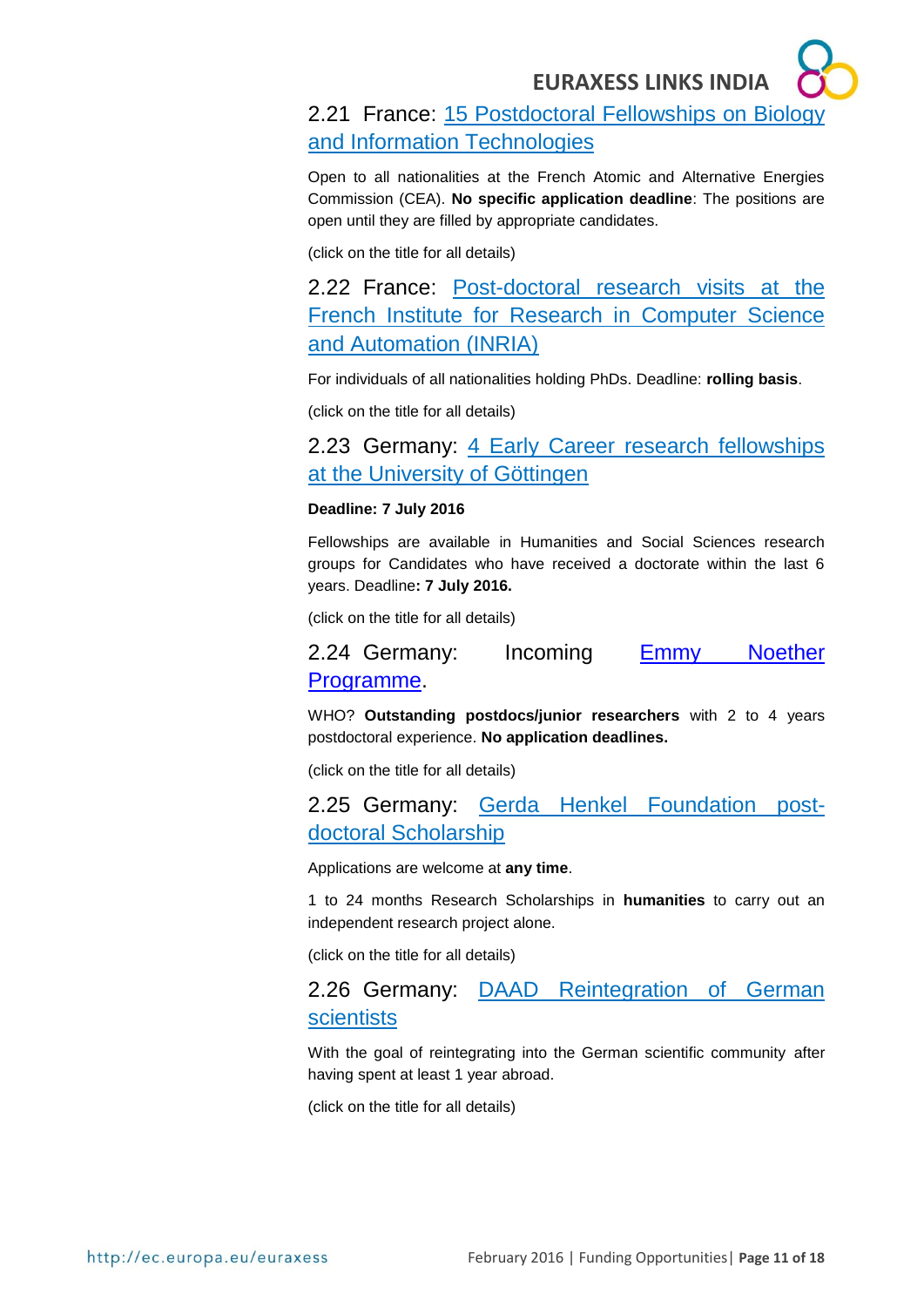### 2.21 France: 15 Postdoctoral Fellowships on Biology and Information Technologies

Open to all nationalities at the French Atomic and Alternative Energies Commission (CEA). **No specific application deadline**: The positions are open until they are filled by appropriate candidates.

(click on the title for all details)

### 2.22 France: Post-doctoral research visits at the French Institute for Research in Computer Science and Automation (INRIA)

For individuals of all nationalities holding PhDs. Deadline: **rolling basis**.

(click on the title for all details)

### 2.23 Germany: 4 Early Career research fellowships at the University of Göttingen

**Deadline: 7 July 2016**

Fellowships are available in Humanities and Social Sciences research groups for Candidates who have received a doctorate within the last 6 years. Deadline**: 7 July 2016.**

(click on the title for all details)

### 2.24 Germany: Incoming Emmy Noether Programme.

WHO? **Outstanding postdocs/junior researchers** with 2 to 4 years postdoctoral experience. **No application deadlines.**

(click on the title for all details)

### 2.25 Germany: Gerda Henkel Foundation post-doctoral Scholarship

Applications are welcome at **any time**.

1 to 24 months Research Scholarships in **humanities** to carry out an independent research project alone.

(click on the title for all details)

### 2.26 Germany: DAAD Reintegration of German scientists

With the goal of reintegrating into the German scientific community after having spent at least 1 year abroad.

(click on the title for all details)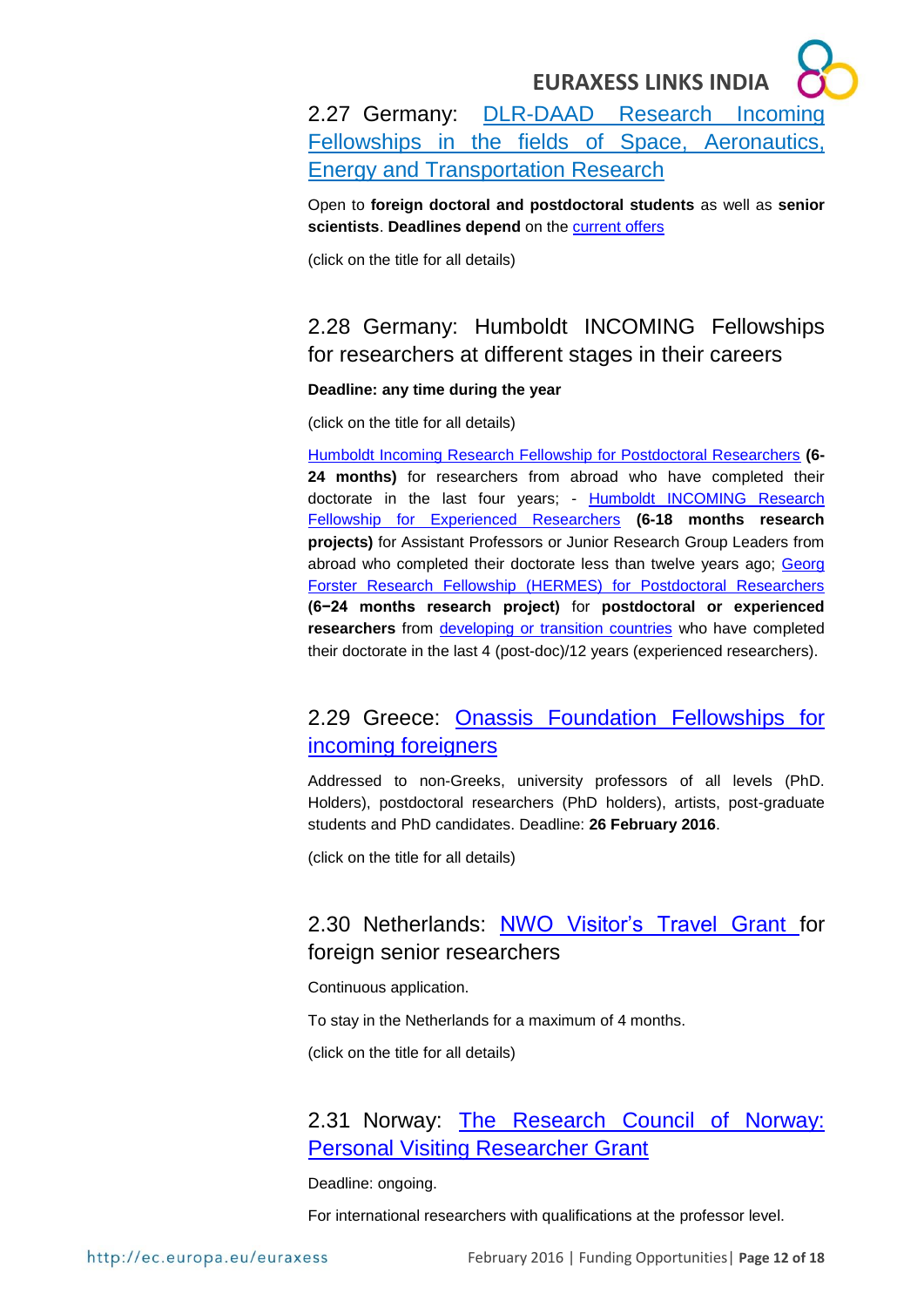### 2.27 Germany: DLR-DAAD Research Incoming Fellowships in the fields of Space, Aeronautics, Energy and Transportation Research

Open to **foreign doctoral and postdoctoral students** as well as **senior scientists**. **Deadlines depend** on the current offers

(click on the title for all details)

### 2.28 Germany: Humboldt INCOMING Fellowships for researchers at different stages in their careers

**Deadline: any time during the year**

(click on the title for all details)

Humboldt Incoming Research Fellowship for Postdoctoral Researchers **(6-24 months)** for researchers from abroad who have completed their doctorate in the last four years; - Humboldt INCOMING Research Fellowship for Experienced Researchers **(6-18 months research projects)** for Assistant Professors or Junior Research Group Leaders from abroad who completed their doctorate less than twelve years ago; Georg Forster Research Fellowship (HERMES) for Postdoctoral Researchers **(6−24 months research project)** for **postdoctoral or experienced researchers** from developing or transition countries who have completed their doctorate in the last 4 (post-doc)/12 years (experienced researchers).

### 2.29 Greece: Onassis Foundation Fellowships for incoming foreigners

Addressed to non-Greeks, university professors of all levels (PhD. Holders), postdoctoral researchers (PhD holders), artists, post-graduate students and PhD candidates. Deadline: **26 February 2016**.

(click on the title for all details)

### 2.30 Netherlands: NWO Visitor's Travel Grant for foreign senior researchers

Continuous application.

To stay in the Netherlands for a maximum of 4 months.

(click on the title for all details)

### 2.31 Norway: The Research Council of Norway: Personal Visiting Researcher Grant

Deadline: ongoing.

For international researchers with qualifications at the professor level.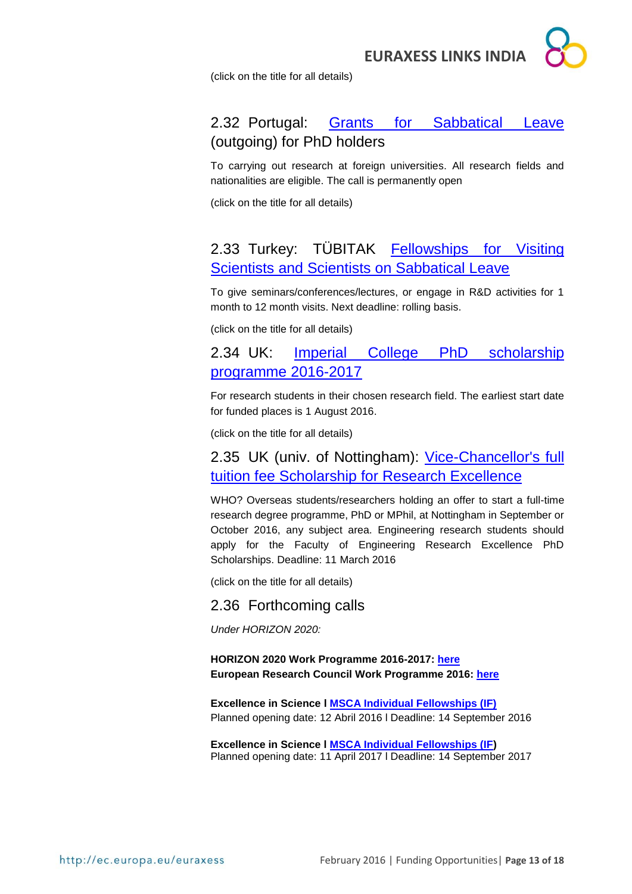(click on the title for all details)

## 2.32 Portugal: Grants for Sabbatical Leave (outgoing) for PhD holders

To carrying out research at foreign universities. All research fields and nationalities are eligible. The call is permanently open

(click on the title for all details)

## 2.33 Turkey: TÜBITAK Fellowships for Visiting Scientists and Scientists on Sabbatical Leave

To give seminars/conferences/lectures, or engage in R&D activities for 1 month to 12 month visits. Next deadline: rolling basis.

(click on the title for all details)

## 2.34 UK: Imperial College PhD scholarship programme 2016-2017

For research students in their chosen research field. The earliest start date for funded places is 1 August 2016.

(click on the title for all details)

## 2.35 UK (univ. of Nottingham): Vice-Chancellor's full tuition fee Scholarship for Research Excellence

WHO? Overseas students/researchers holding an offer to start a full-time research degree programme, PhD or MPhil, at Nottingham in September or October 2016, any subject area. Engineering research students should apply for the Faculty of Engineering Research Excellence PhD Scholarships. Deadline: 11 March 2016

(click on the title for all details)

## 2.36 Forthcoming calls

*Under HORIZON 2020:*

**HORIZON 2020 Work Programme 2016-2017: here**
**European Research Council Work Programme 2016: here**

**Excellence in Science I MSCA Individual Fellowships (IF)**
Planned opening date: 12 Abril 2016 I Deadline: 14 September 2016

**Excellence in Science I MSCA Individual Fellowships (IF)**
Planned opening date: 11 April 2017 I Deadline: 14 September 2017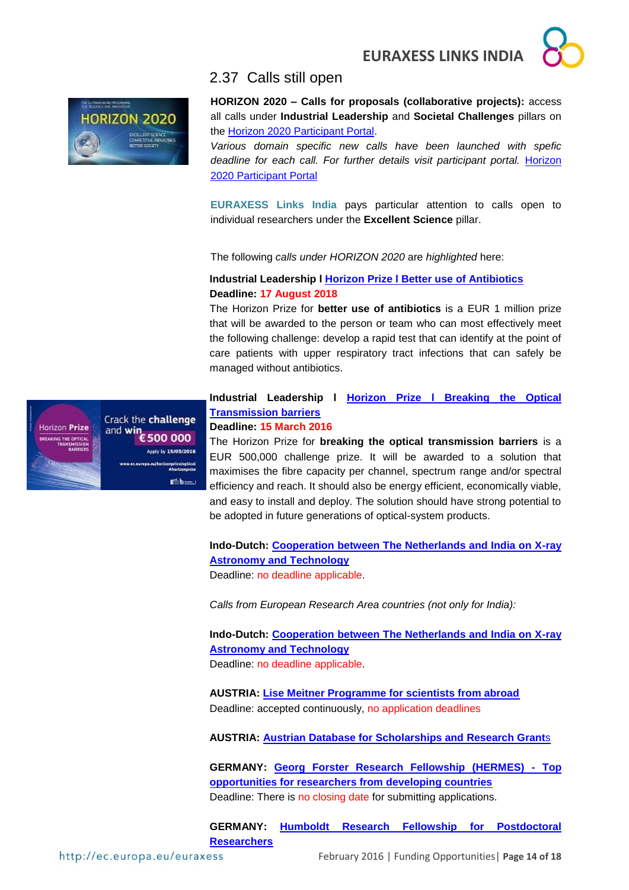## 2.37 Calls still open

**HORIZON 2020 – Calls for proposals (collaborative projects):** access all calls under **Industrial Leadership** and **Societal Challenges** pillars on the Horizon 2020 Participant Portal.

*Various domain specific new calls have been launched with spefic deadline for each call. For further details visit participant portal.* Horizon 2020 Participant Portal

**EURAXESS Links India** pays particular attention to calls open to individual researchers under the **Excellent Science** pillar.

The following *calls under HORIZON 2020* are *highlighted* here:

**Industrial Leadership l Horizon Prize l Better use of Antibiotics**
**Deadline: 17 August 2018**

The Horizon Prize for **better use of antibiotics** is a EUR 1 million prize that will be awarded to the person or team who can most effectively meet the following challenge: develop a rapid test that can identify at the point of care patients with upper respiratory tract infections that can safely be managed without antibiotics.

**Industrial Leadership l Horizon Prize l Breaking the Optical Transmission barriers**
**Deadline: 15 March 2016**

The Horizon Prize for **breaking the optical transmission barriers** is a EUR 500,000 challenge prize. It will be awarded to a solution that maximises the fibre capacity per channel, spectrum range and/or spectral efficiency and reach. It should also be energy efficient, economically viable, and easy to install and deploy. The solution should have strong potential to be adopted in future generations of optical-system products.

**Indo-Dutch: Cooperation between The Netherlands and India on X-ray Astronomy and Technology**
Deadline: no deadline applicable.

*Calls from European Research Area countries (not only for India):*

**Indo-Dutch: Cooperation between The Netherlands and India on X-ray Astronomy and Technology**
Deadline: no deadline applicable.

**AUSTRIA: Lise Meitner Programme for scientists from abroad**
Deadline: accepted continuously, no application deadlines

**AUSTRIA: Austrian Database for Scholarships and Research Grants**

**GERMANY: Georg Forster Research Fellowship (HERMES) - Top opportunities for researchers from developing countries**
Deadline: There is no closing date for submitting applications.

**GERMANY: Humboldt Research Fellowship for Postdoctoral Researchers**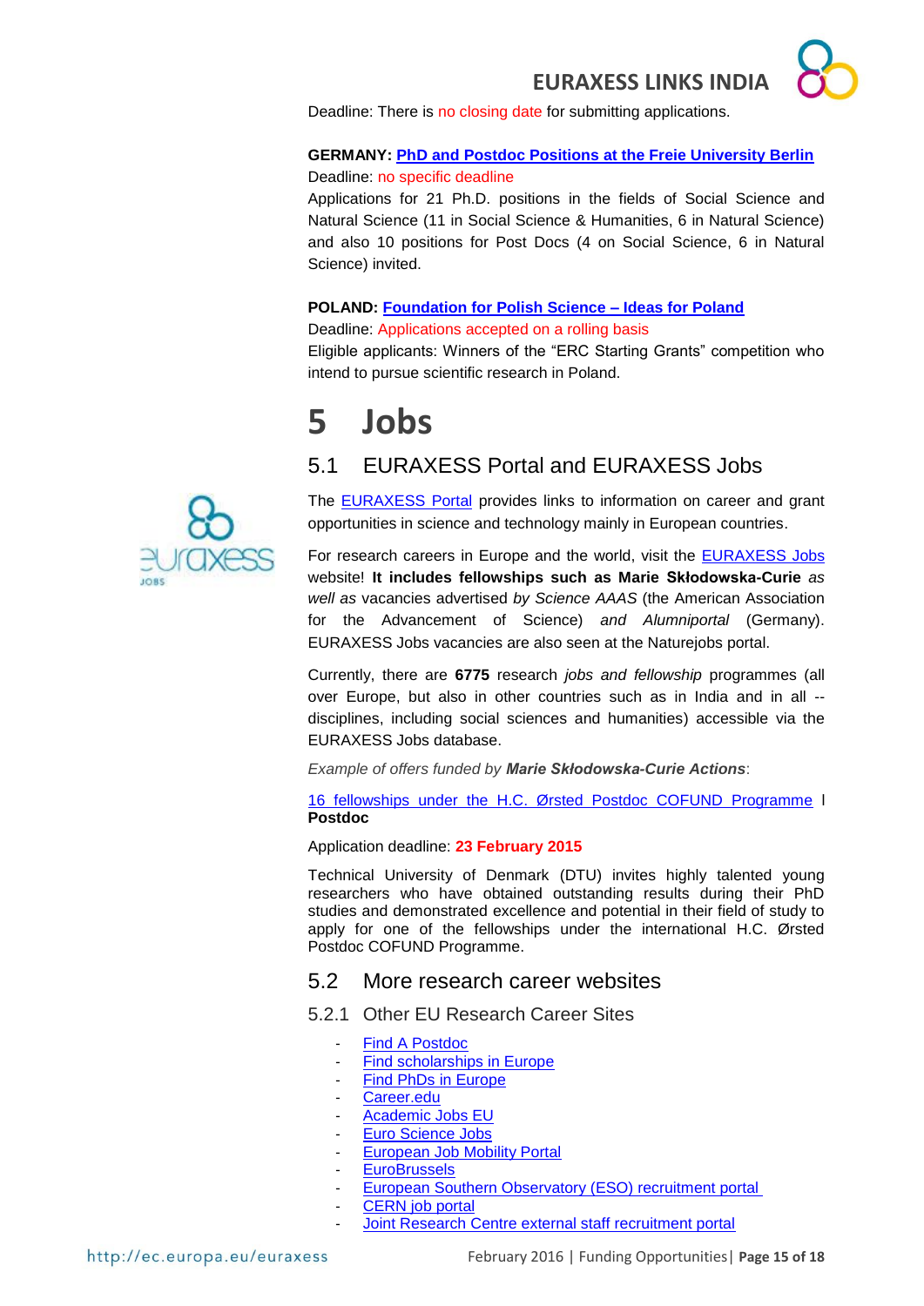Deadline: There is no closing date for submitting applications.

**GERMANY: PhD and Postdoc Positions at the Freie University Berlin**

Deadline: no specific deadline

Applications for 21 Ph.D. positions in the fields of Social Science and Natural Science (11 in Social Science & Humanities, 6 in Natural Science) and also 10 positions for Post Docs (4 on Social Science, 6 in Natural Science) invited.

**POLAND: Foundation for Polish Science – Ideas for Poland**

Deadline: Applications accepted on a rolling basis

Eligible applicants: Winners of the "ERC Starting Grants" competition who intend to pursue scientific research in Poland.

# 5 Jobs

## 5.1 EURAXESS Portal and EURAXESS Jobs

The EURAXESS Portal provides links to information on career and grant opportunities in science and technology mainly in European countries.

For research careers in Europe and the world, visit the EURAXESS Jobs website! **It includes fellowships such as Marie Skłodowska-Curie** *as well as* vacancies advertised *by Science AAAS* (the American Association for the Advancement of Science) *and Alumniportal* (Germany). EURAXESS Jobs vacancies are also seen at the Naturejobs portal.

Currently, there are **6775** research *jobs and fellowship* programmes (all over Europe, but also in other countries such as in India and in all -- disciplines, including social sciences and humanities) accessible via the EURAXESS Jobs database.

*Example of offers funded by* ***Marie Skłodowska-Curie Actions***:

16 fellowships under the H.C. Ørsted Postdoc COFUND Programme | **Postdoc**

Application deadline: **23 February 2015**

Technical University of Denmark (DTU) invites highly talented young researchers who have obtained outstanding results during their PhD studies and demonstrated excellence and potential in their field of study to apply for one of the fellowships under the international H.C. Ørsted Postdoc COFUND Programme.

## 5.2 More research career websites

### 5.2.1 Other EU Research Career Sites

- Find A Postdoc
- Find scholarships in Europe
- Find PhDs in Europe
- Career.edu
- Academic Jobs EU
- Euro Science Jobs
- European Job Mobility Portal
- EuroBrussels
- European Southern Observatory (ESO) recruitment portal
- CERN job portal
- Joint Research Centre external staff recruitment portal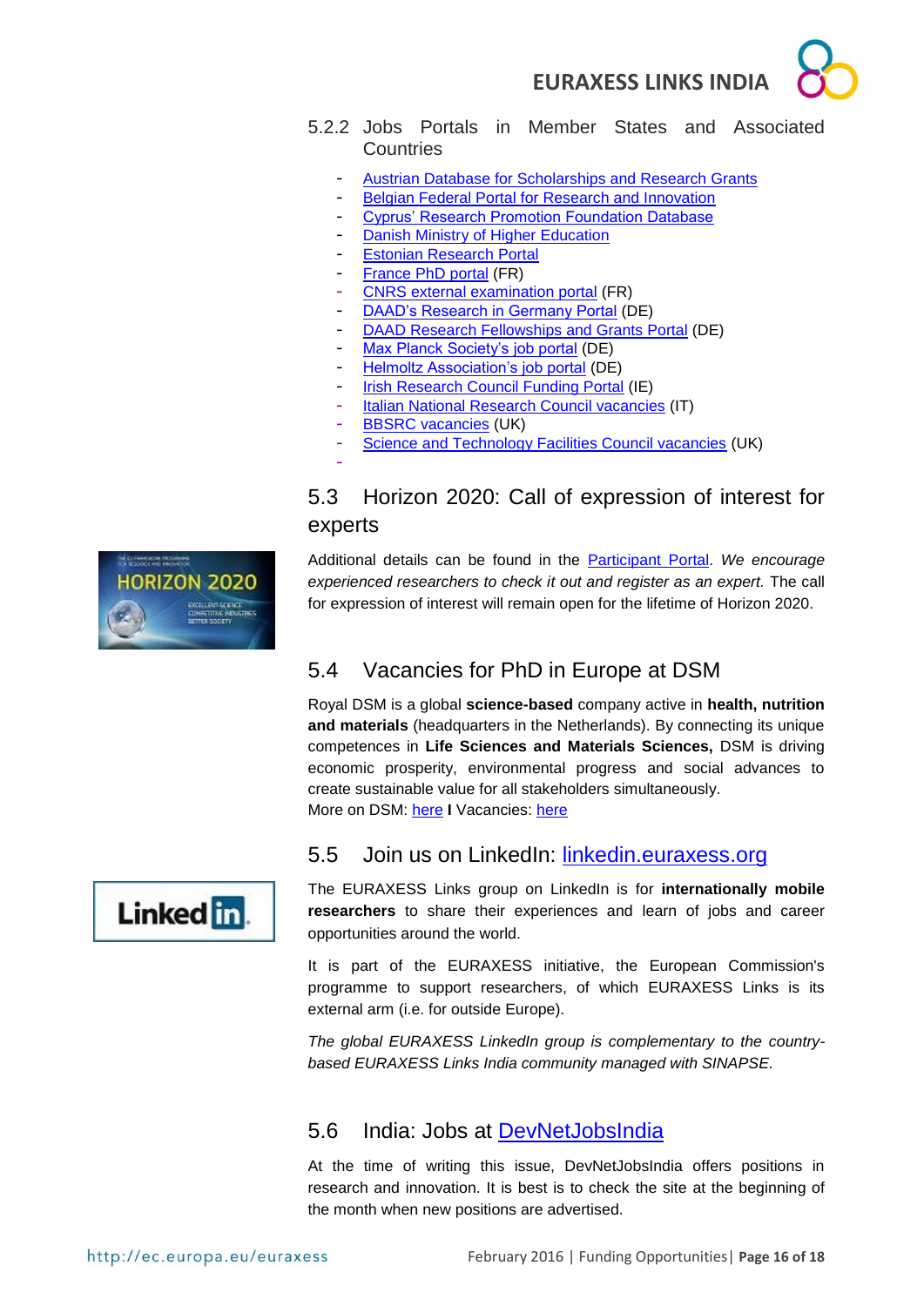### 5.2.2 Jobs Portals in Member States and Associated Countries

- Austrian Database for Scholarships and Research Grants
- Belgian Federal Portal for Research and Innovation
- Cyprus' Research Promotion Foundation Database
- Danish Ministry of Higher Education
- Estonian Research Portal
- France PhD portal (FR)
- CNRS external examination portal (FR)
- DAAD's Research in Germany Portal (DE)
- DAAD Research Fellowships and Grants Portal (DE)
- Max Planck Society's job portal (DE)
- Helmoltz Association's job portal (DE)
- Irish Research Council Funding Portal (IE)
- Italian National Research Council vacancies (IT)
- BBSRC vacancies (UK)
- Science and Technology Facilities Council vacancies (UK)
- 

## 5.3 Horizon 2020: Call of expression of interest for experts

Additional details can be found in the Participant Portal. *We encourage experienced researchers to check it out and register as an expert.* The call for expression of interest will remain open for the lifetime of Horizon 2020.

## 5.4 Vacancies for PhD in Europe at DSM

Royal DSM is a global **science-based** company active in **health, nutrition and materials** (headquarters in the Netherlands). By connecting its unique competences in **Life Sciences and Materials Sciences,** DSM is driving economic prosperity, environmental progress and social advances to create sustainable value for all stakeholders simultaneously.
More on DSM: here **I** Vacancies: here

## 5.5 Join us on LinkedIn: linkedin.euraxess.org

The EURAXESS Links group on LinkedIn is for **internationally mobile researchers** to share their experiences and learn of jobs and career opportunities around the world.

It is part of the EURAXESS initiative, the European Commission's programme to support researchers, of which EURAXESS Links is its external arm (i.e. for outside Europe).

*The global EURAXESS LinkedIn group is complementary to the country-based EURAXESS Links India community managed with SINAPSE.*

## 5.6 India: Jobs at DevNetJobsIndia

At the time of writing this issue, DevNetJobsIndia offers positions in research and innovation. It is best to check the site at the beginning of the month when new positions are advertised.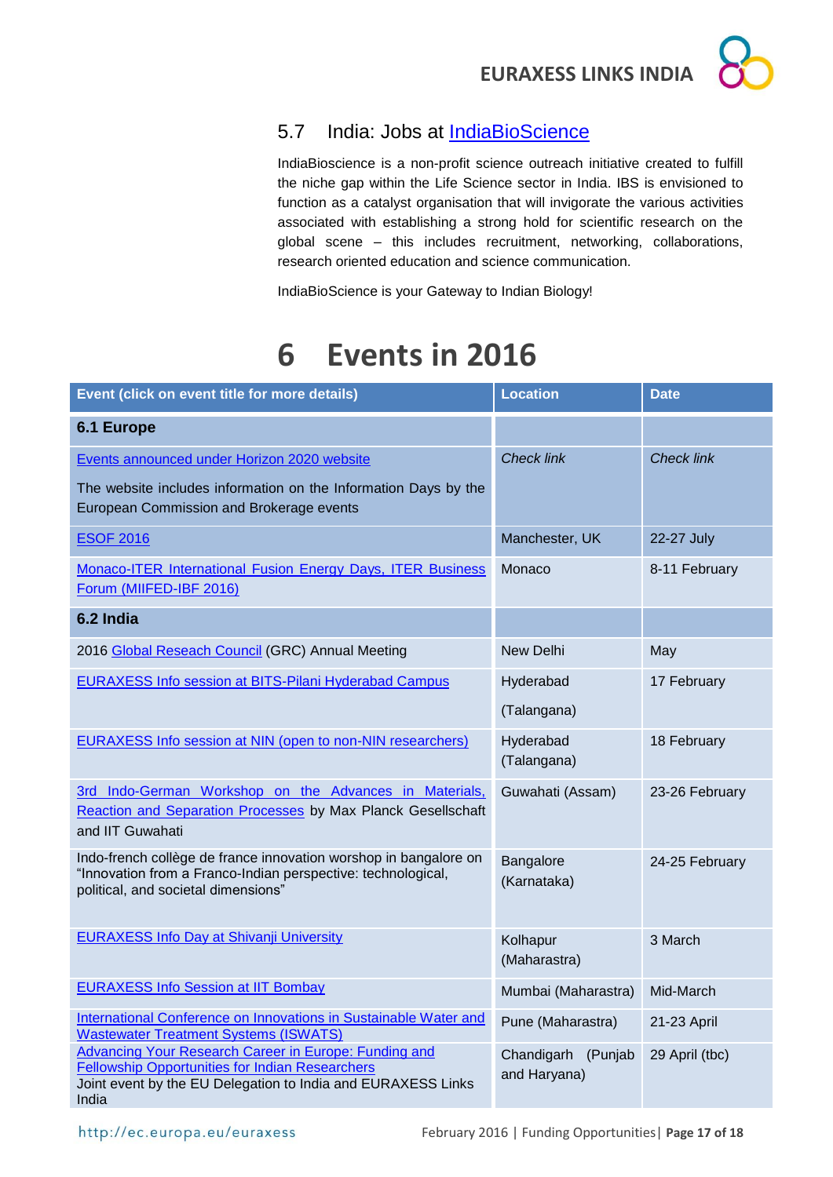## 5.7 India: Jobs at IndiaBioScience

IndiaBioscience is a non-profit science outreach initiative created to fulfill the niche gap within the Life Science sector in India. IBS is envisioned to function as a catalyst organisation that will invigorate the various activities associated with establishing a strong hold for scientific research on the global scene – this includes recruitment, networking, collaborations, research oriented education and science communication.

IndiaBioScience is your Gateway to Indian Biology!

# 6 Events in 2016

| Event (click on event title for more details) | Location | Date |
|---|---|---|
| **6.1 Europe** | | |
| Events announced under Horizon 2020 website<br>The website includes information on the Information Days by the European Commission and Brokerage events | *Check link* | *Check link* |
| ESOF 2016 | Manchester, UK | 22-27 July |
| Monaco-ITER International Fusion Energy Days, ITER Business Forum (MIIFED-IBF 2016) | Monaco | 8-11 February |
| **6.2 India** | | |
| 2016 Global Reseach Council (GRC) Annual Meeting | New Delhi | May |
| EURAXESS Info session at BITS-Pilani Hyderabad Campus | Hyderabad (Talangana) | 17 February |
| EURAXESS Info session at NIN (open to non-NIN researchers) | Hyderabad (Talangana) | 18 February |
| 3rd Indo-German Workshop on the Advances in Materials, Reaction and Separation Processes by Max Planck Gesellschaft and IIT Guwahati | Guwahati (Assam) | 23-26 February |
| Indo-french collège de france innovation worshop in bangalore on "Innovation from a Franco-Indian perspective: technological, political, and societal dimensions" | Bangalore (Karnataka) | 24-25 February |
| EURAXESS Info Day at Shivanji University | Kolhapur (Maharastra) | 3 March |
| EURAXESS Info Session at IIT Bombay | Mumbai (Maharastra) | Mid-March |
| International Conference on Innovations in Sustainable Water and Wastewater Treatment Systems (ISWATS) | Pune (Maharastra) | 21-23 April |
| Advancing Your Research Career in Europe: Funding and Fellowship Opportunities for Indian Researchers<br>Joint event by the EU Delegation to India and EURAXESS Links India | Chandigarh (Punjab and Haryana) | 29 April (tbc) |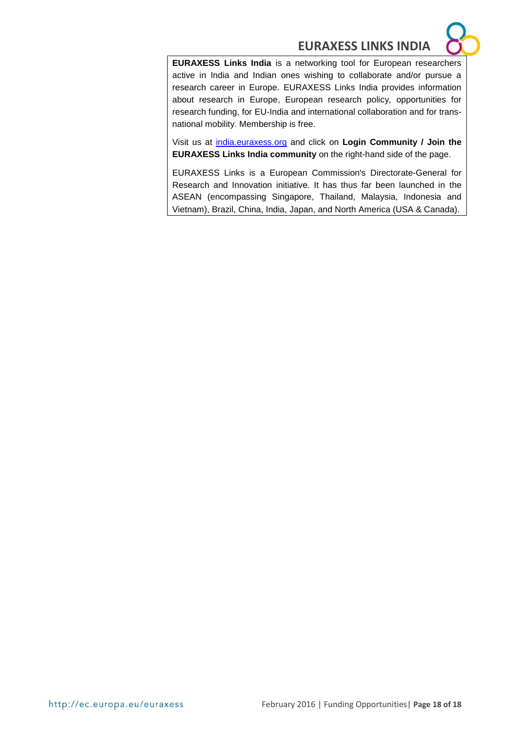## EURAXESS LINKS INDIA

**EURAXESS Links India** is a networking tool for European researchers active in India and Indian ones wishing to collaborate and/or pursue a research career in Europe. EURAXESS Links India provides information about research in Europe, European research policy, opportunities for research funding, for EU-India and international collaboration and for trans-national mobility. Membership is free.

Visit us at [india.euraxess.org](http://india.euraxess.org) and click on **Login Community / Join the EURAXESS Links India community** on the right-hand side of the page.

EURAXESS Links is a European Commission's Directorate-General for Research and Innovation initiative. It has thus far been launched in the ASEAN (encompassing Singapore, Thailand, Malaysia, Indonesia and Vietnam), Brazil, China, India, Japan, and North America (USA & Canada).